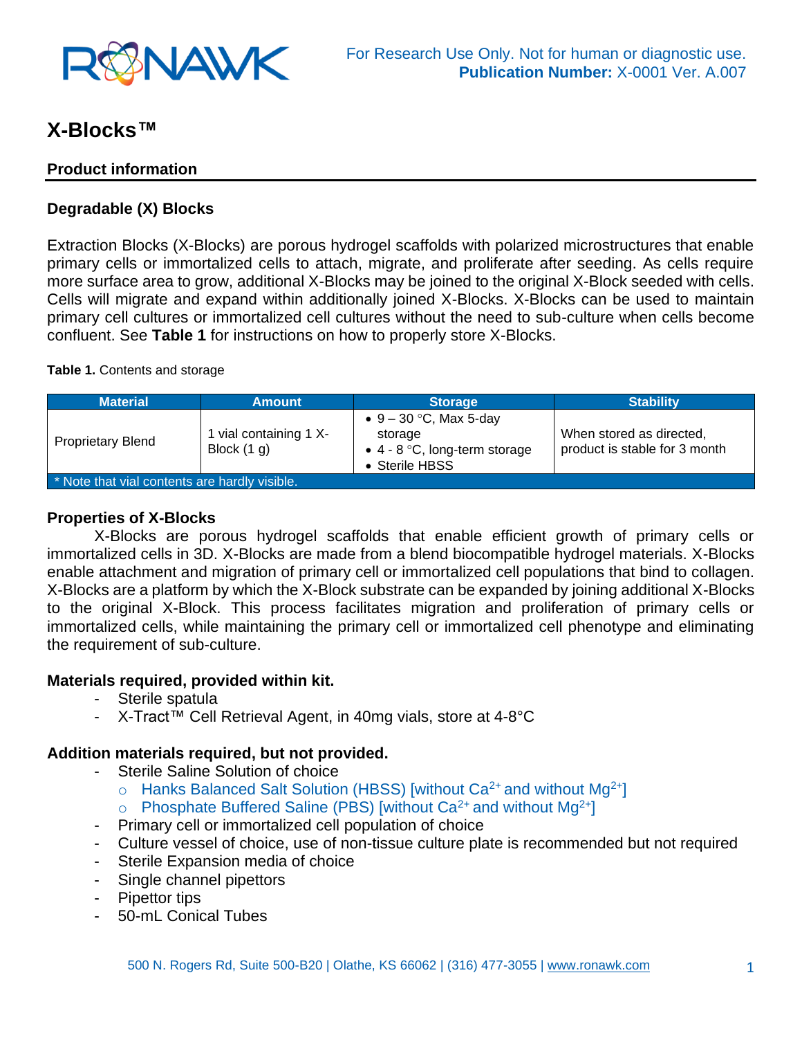For Research Use Only. Not for human or diagnostic use.
**Publication Number:** X-0001 Ver. A.007

# X-Blocks™

## Product information

### Degradable (X) Blocks

Extraction Blocks (X-Blocks) are porous hydrogel scaffolds with polarized microstructures that enable primary cells or immortalized cells to attach, migrate, and proliferate after seeding. As cells require more surface area to grow, additional X-Blocks may be joined to the original X-Block seeded with cells. Cells will migrate and expand within additionally joined X-Blocks. X-Blocks can be used to maintain primary cell cultures or immortalized cell cultures without the need to sub-culture when cells become confluent. See **Table 1** for instructions on how to properly store X-Blocks.

**Table 1.** Contents and storage

| Material | Amount | Storage | Stability |
|---|---|---|---|
| Proprietary Blend | 1 vial containing 1 X-Block (1 g) | • 9 – 30 °C, Max 5-day storage<br>• 4 - 8 °C, long-term storage<br>• Sterile HBSS | When stored as directed, product is stable for 3 month |
| * Note that vial contents are hardly visible. | | | |

### Properties of X-Blocks

X-Blocks are porous hydrogel scaffolds that enable efficient growth of primary cells or immortalized cells in 3D. X-Blocks are made from a blend biocompatible hydrogel materials. X-Blocks enable attachment and migration of primary cell or immortalized cell populations that bind to collagen. X-Blocks are a platform by which the X-Block substrate can be expanded by joining additional X-Blocks to the original X-Block. This process facilitates migration and proliferation of primary cells or immortalized cells, while maintaining the primary cell or immortalized cell phenotype and eliminating the requirement of sub-culture.

### Materials required, provided within kit.

- Sterile spatula
- X-Tract™ Cell Retrieval Agent, in 40mg vials, store at 4-8°C

### Addition materials required, but not provided.

- Sterile Saline Solution of choice
  - Hanks Balanced Salt Solution (HBSS) [without $Ca^{2+}$ and without $Mg^{2+}$]
  - Phosphate Buffered Saline (PBS) [without $Ca^{2+}$ and without $Mg^{2+}$]
- Primary cell or immortalized cell population of choice
- Culture vessel of choice, use of non-tissue culture plate is recommended but not required
- Sterile Expansion media of choice
- Single channel pipettors
- Pipettor tips
- 50-mL Conical Tubes

500 N. Rogers Rd, Suite 500-B20 | Olathe, KS 66062 | (316) 477-3055 | www.ronawk.com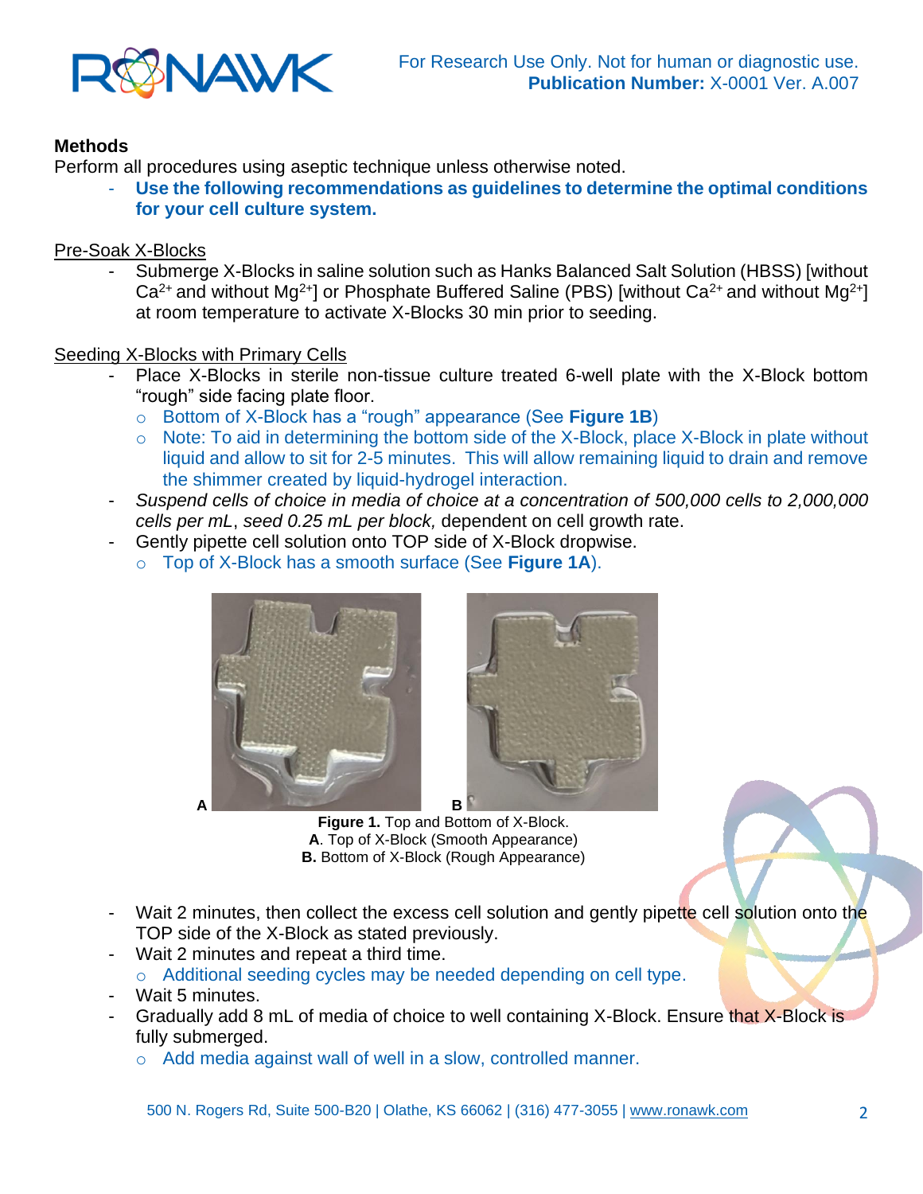## Methods

Perform all procedures using aseptic technique unless otherwise noted.

- **Use the following recommendations as guidelines to determine the optimal conditions for your cell culture system.**

Pre-Soak X-Blocks

- Submerge X-Blocks in saline solution such as Hanks Balanced Salt Solution (HBSS) [without $Ca^{2+}$ and without $Mg^{2+}$] or Phosphate Buffered Saline (PBS) [without $Ca^{2+}$ and without $Mg^{2+}$] at room temperature to activate X-Blocks 30 min prior to seeding.

Seeding X-Blocks with Primary Cells

- Place X-Blocks in sterile non-tissue culture treated 6-well plate with the X-Block bottom "rough" side facing plate floor.
  - Bottom of X-Block has a "rough" appearance (See **Figure 1B**)
  - Note: To aid in determining the bottom side of the X-Block, place X-Block in plate without liquid and allow to sit for 2-5 minutes. This will allow remaining liquid to drain and remove the shimmer created by liquid-hydrogel interaction.
- *Suspend cells of choice in media of choice at a concentration of 500,000 cells to 2,000,000 cells per mL*, *seed 0.25 mL per block,* dependent on cell growth rate.
- Gently pipette cell solution onto TOP side of X-Block dropwise.
  - Top of X-Block has a smooth surface (See **Figure 1A**).

**Figure 1.** Top and Bottom of X-Block.
**A**. Top of X-Block (Smooth Appearance)
**B.** Bottom of X-Block (Rough Appearance)

- Wait 2 minutes, then collect the excess cell solution and gently pipette cell solution onto the TOP side of the X-Block as stated previously.
- Wait 2 minutes and repeat a third time.
  - Additional seeding cycles may be needed depending on cell type.
- Wait 5 minutes.
- Gradually add 8 mL of media of choice to well containing X-Block. Ensure that X-Block is fully submerged.
  - Add media against wall of well in a slow, controlled manner.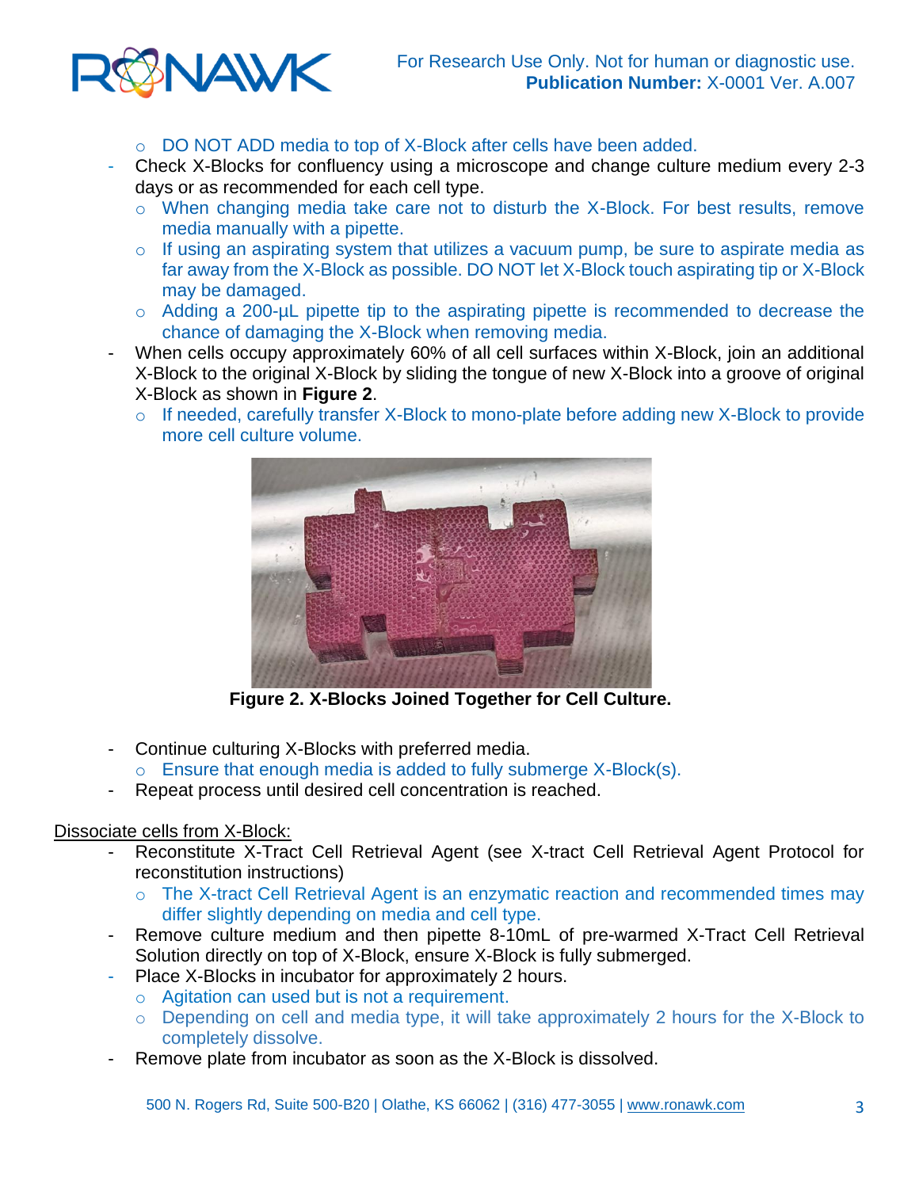- DO NOT ADD media to top of X-Block after cells have been added.

- Check X-Blocks for confluency using a microscope and change culture medium every 2-3 days or as recommended for each cell type.
  - When changing media take care not to disturb the X-Block. For best results, remove media manually with a pipette.
  - If using an aspirating system that utilizes a vacuum pump, be sure to aspirate media as far away from the X-Block as possible. DO NOT let X-Block touch aspirating tip or X-Block may be damaged.
  - Adding a 200-µL pipette tip to the aspirating pipette is recommended to decrease the chance of damaging the X-Block when removing media.
- When cells occupy approximately 60% of all cell surfaces within X-Block, join an additional X-Block to the original X-Block by sliding the tongue of new X-Block into a groove of original X-Block as shown in **Figure 2**.
  - If needed, carefully transfer X-Block to mono-plate before adding new X-Block to provide more cell culture volume.

**Figure 2. X-Blocks Joined Together for Cell Culture.**

- Continue culturing X-Blocks with preferred media.
  - Ensure that enough media is added to fully submerge X-Block(s).
- Repeat process until desired cell concentration is reached.

<u>Dissociate cells from X-Block:</u>

- Reconstitute X-Tract Cell Retrieval Agent (see X-tract Cell Retrieval Agent Protocol for reconstitution instructions)
  - The X-tract Cell Retrieval Agent is an enzymatic reaction and recommended times may differ slightly depending on media and cell type.
- Remove culture medium and then pipette 8-10mL of pre-warmed X-Tract Cell Retrieval Solution directly on top of X-Block, ensure X-Block is fully submerged.
- Place X-Blocks in incubator for approximately 2 hours.
  - Agitation can used but is not a requirement.
  - Depending on cell and media type, it will take approximately 2 hours for the X-Block to completely dissolve.
- Remove plate from incubator as soon as the X-Block is dissolved.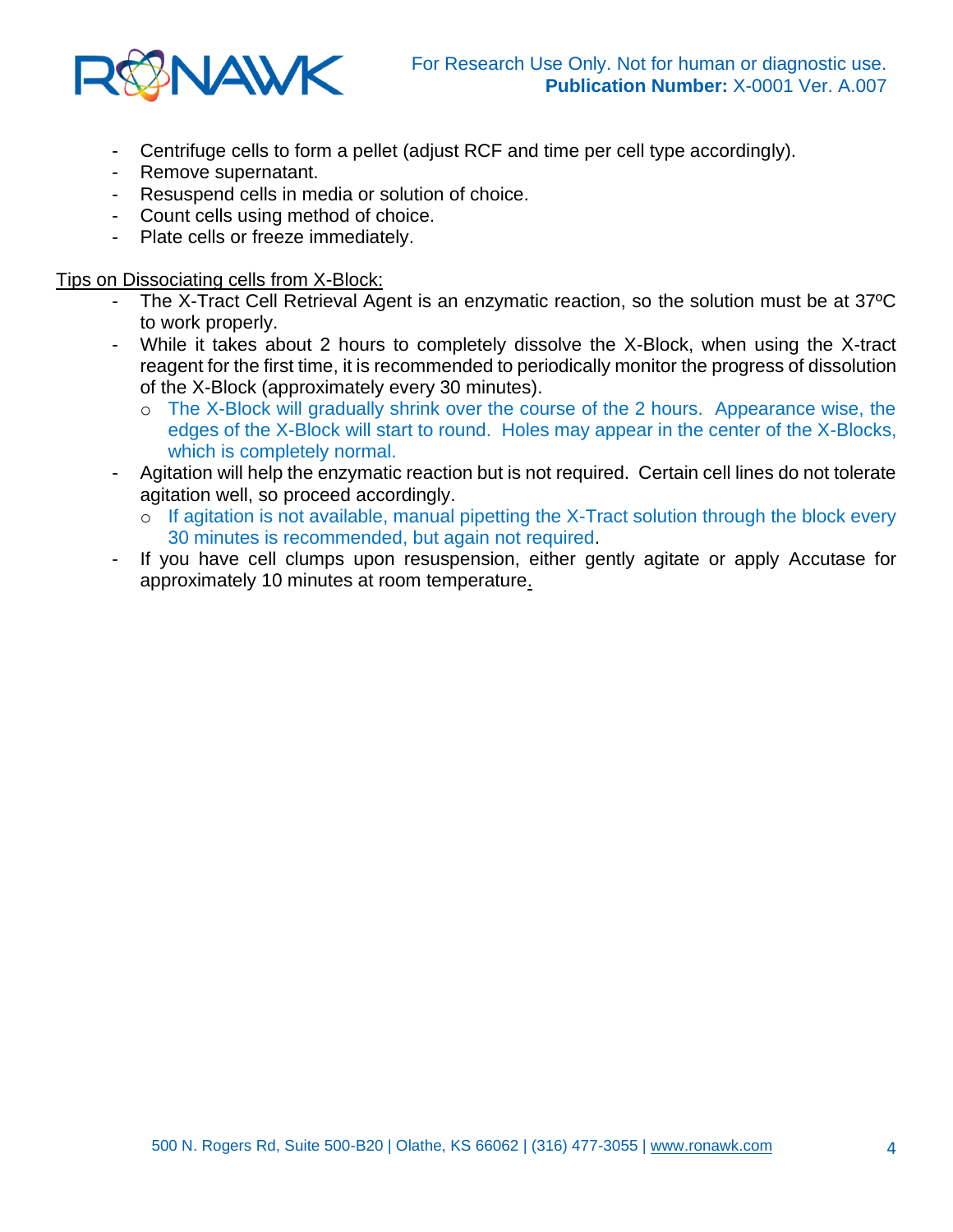- Centrifuge cells to form a pellet (adjust RCF and time per cell type accordingly).
- Remove supernatant.
- Resuspend cells in media or solution of choice.
- Count cells using method of choice.
- Plate cells or freeze immediately.

Tips on Dissociating cells from X-Block:

- The X-Tract Cell Retrieval Agent is an enzymatic reaction, so the solution must be at 37ºC to work properly.
- While it takes about 2 hours to completely dissolve the X-Block, when using the X-tract reagent for the first time, it is recommended to periodically monitor the progress of dissolution of the X-Block (approximately every 30 minutes).
  - The X-Block will gradually shrink over the course of the 2 hours. Appearance wise, the edges of the X-Block will start to round. Holes may appear in the center of the X-Blocks, which is completely normal.
- Agitation will help the enzymatic reaction but is not required. Certain cell lines do not tolerate agitation well, so proceed accordingly.
  - If agitation is not available, manual pipetting the X-Tract solution through the block every 30 minutes is recommended, but again not required.
- If you have cell clumps upon resuspension, either gently agitate or apply Accutase for approximately 10 minutes at room temperature.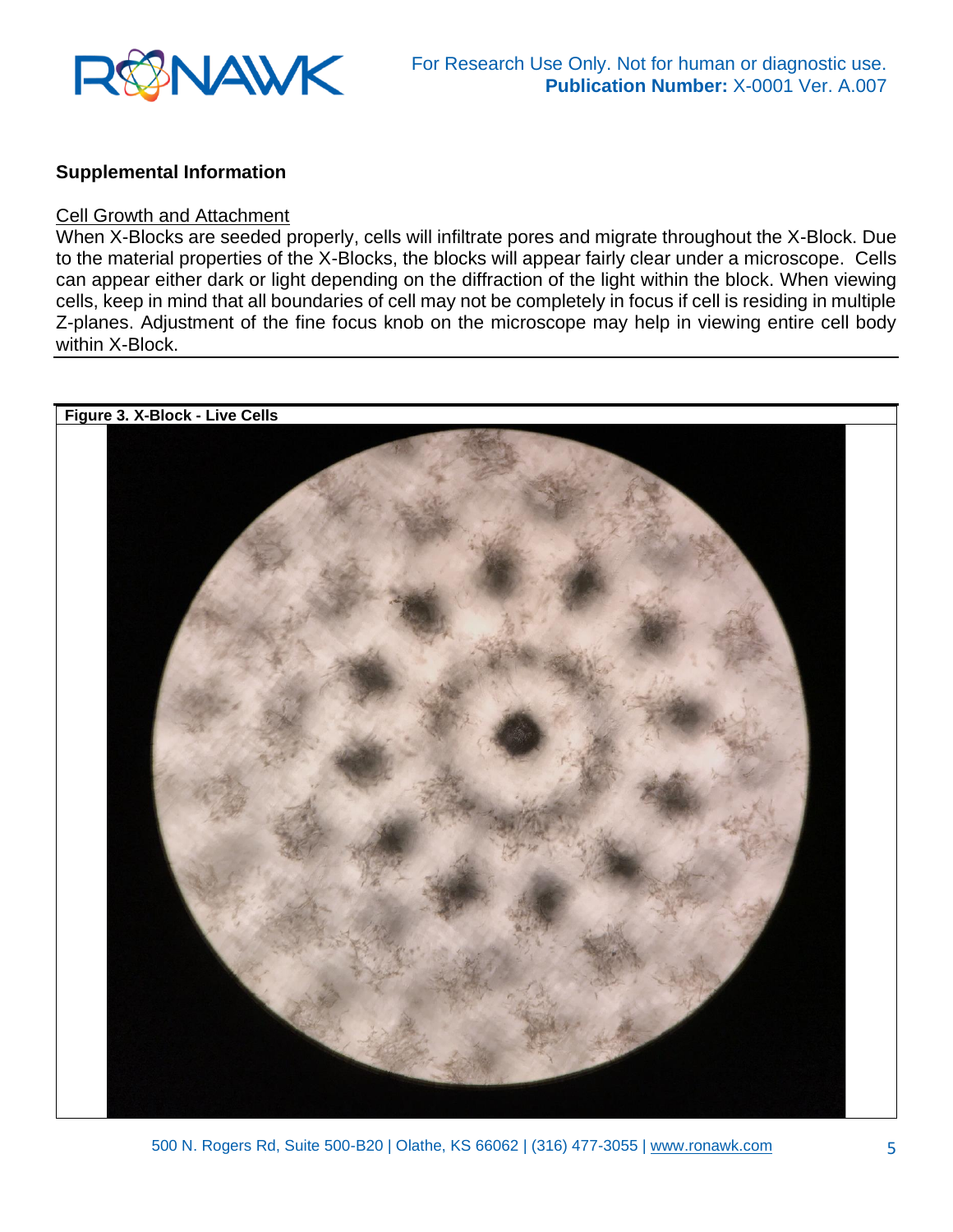## Supplemental Information

Cell Growth and Attachment

When X-Blocks are seeded properly, cells will infiltrate pores and migrate throughout the X-Block. Due to the material properties of the X-Blocks, the blocks will appear fairly clear under a microscope. Cells can appear either dark or light depending on the diffraction of the light within the block. When viewing cells, keep in mind that all boundaries of cell may not be completely in focus if cell is residing in multiple Z-planes. Adjustment of the fine focus knob on the microscope may help in viewing entire cell body within X-Block.

**Figure 3. X-Block - Live Cells**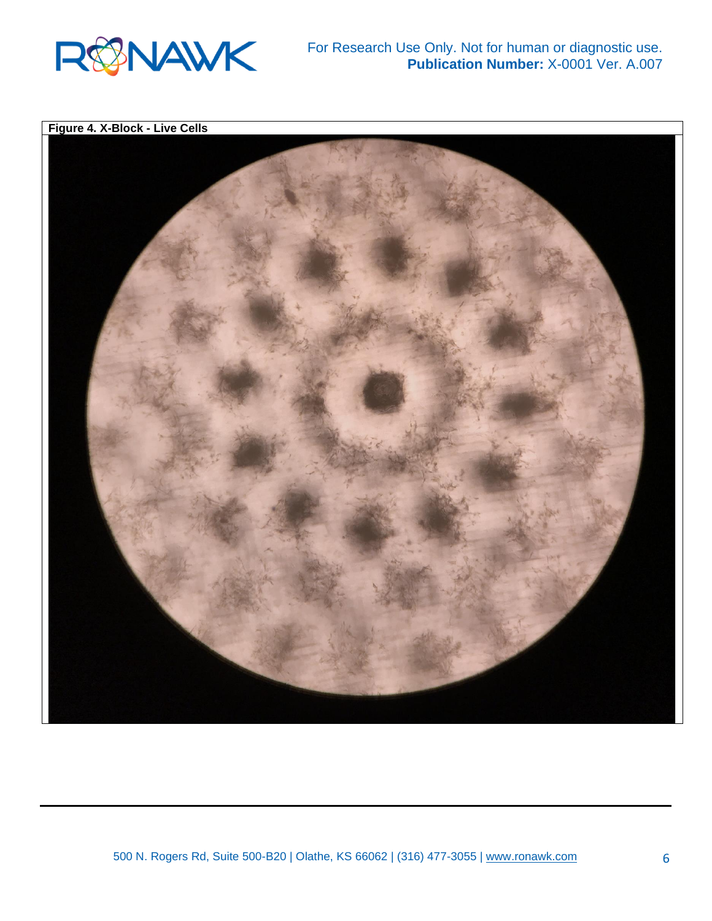**Figure 4. X-Block - Live Cells**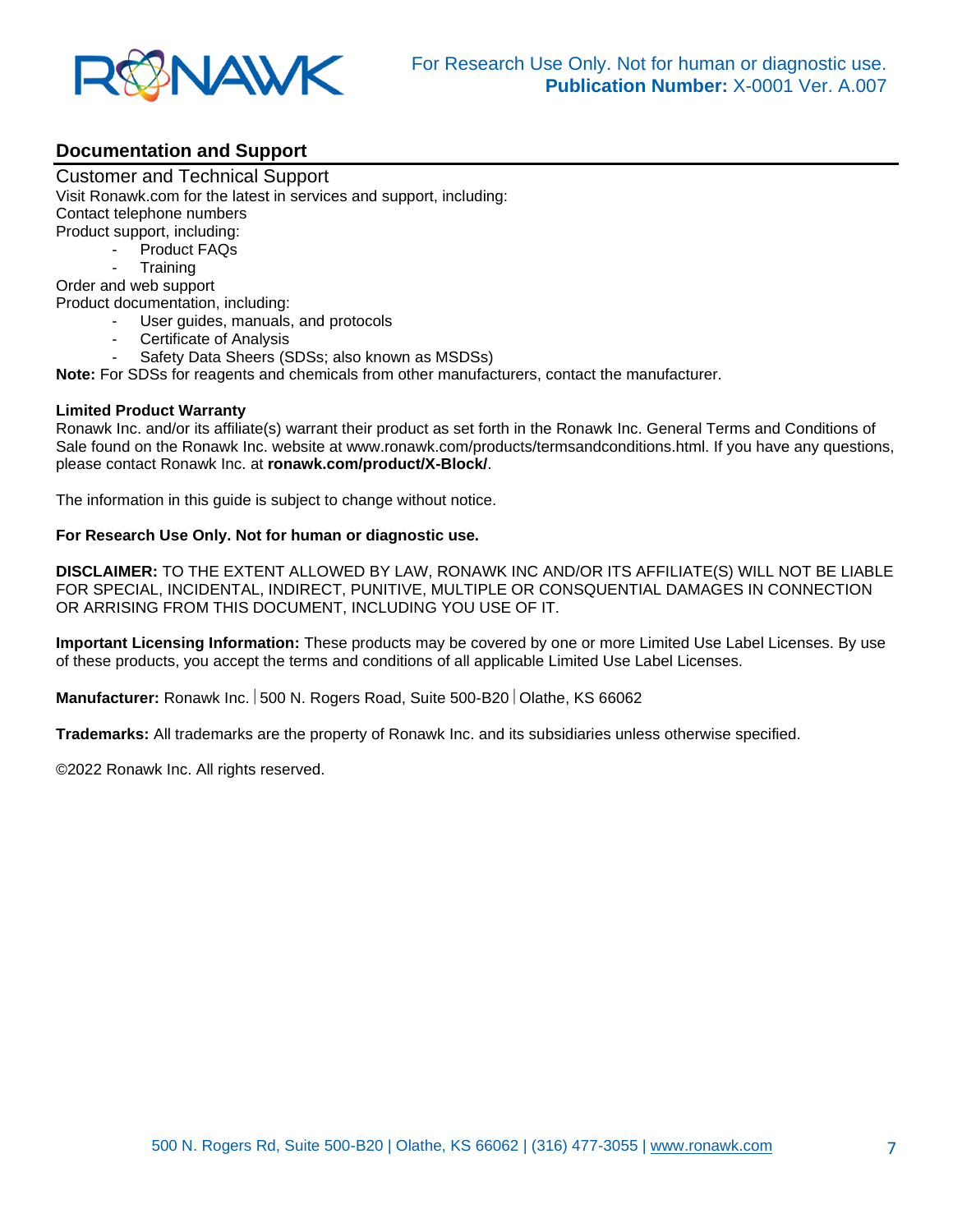## Documentation and Support

### Customer and Technical Support

Visit Ronawk.com for the latest in services and support, including:
Contact telephone numbers
Product support, including:

- Product FAQs
- Training

Order and web support
Product documentation, including:

- User guides, manuals, and protocols
- Certificate of Analysis
- Safety Data Sheers (SDSs; also known as MSDSs)

**Note:** For SDSs for reagents and chemicals from other manufacturers, contact the manufacturer.

**Limited Product Warranty**
Ronawk Inc. and/or its affiliate(s) warrant their product as set forth in the Ronawk Inc. General Terms and Conditions of Sale found on the Ronawk Inc. website at www.ronawk.com/products/termsandconditions.html. If you have any questions, please contact Ronawk Inc. at **ronawk.com/product/X-Block/**.

The information in this guide is subject to change without notice.

**For Research Use Only. Not for human or diagnostic use.**

**DISCLAIMER:** TO THE EXTENT ALLOWED BY LAW, RONAWK INC AND/OR ITS AFFILIATE(S) WILL NOT BE LIABLE FOR SPECIAL, INCIDENTAL, INDIRECT, PUNITIVE, MULTIPLE OR CONSQUENTIAL DAMAGES IN CONNECTION OR ARRISING FROM THIS DOCUMENT, INCLUDING YOU USE OF IT.

**Important Licensing Information:** These products may be covered by one or more Limited Use Label Licenses. By use of these products, you accept the terms and conditions of all applicable Limited Use Label Licenses.

**Manufacturer:** Ronawk Inc. | 500 N. Rogers Road, Suite 500-B20 | Olathe, KS 66062

**Trademarks:** All trademarks are the property of Ronawk Inc. and its subsidiaries unless otherwise specified.

©2022 Ronawk Inc. All rights reserved.